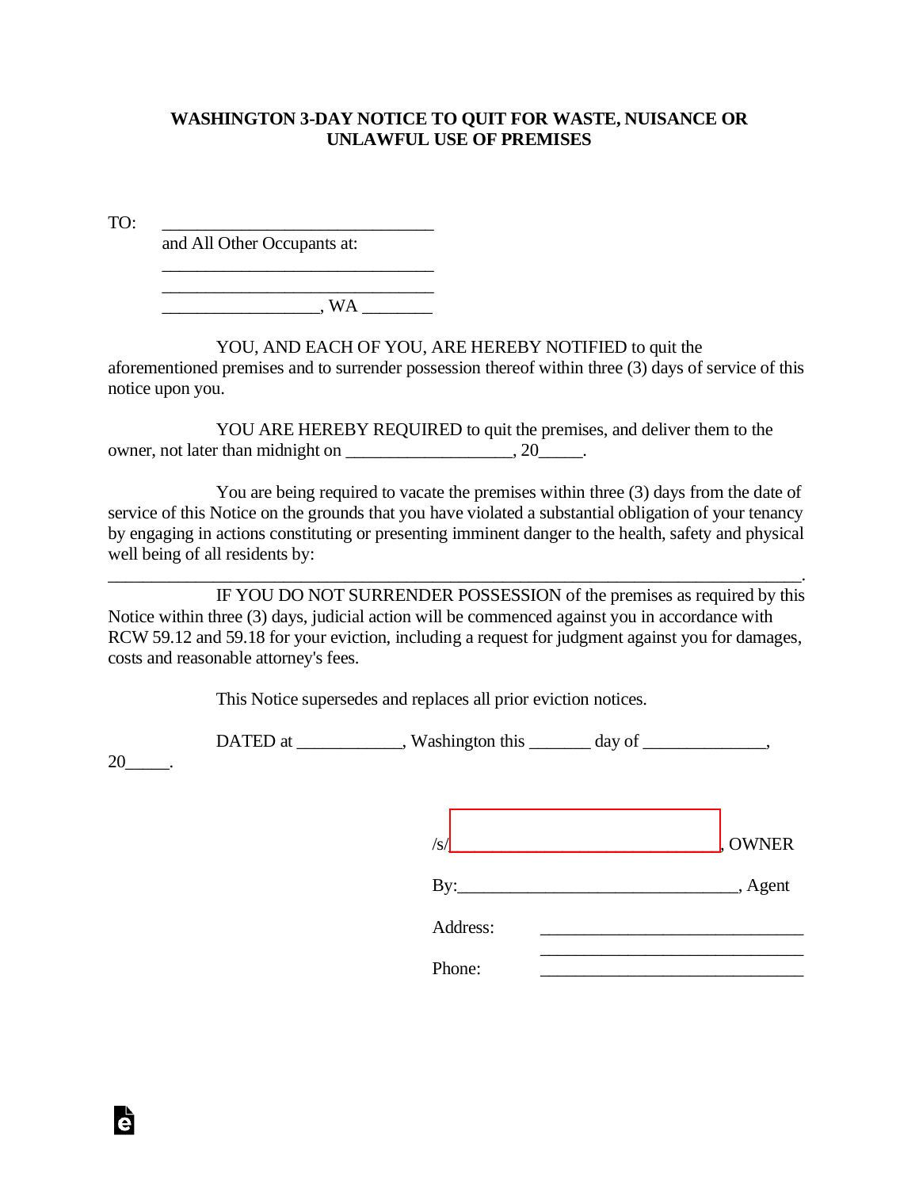# WASHINGTON 3-DAY NOTICE TO QUIT FOR WASTE, NUISANCE OR UNLAWFUL USE OF PREMISES

TO: ______________________________
and All Other Occupants at:
______________________________
______________________________
_________________, WA ________

YOU, AND EACH OF YOU, ARE HEREBY NOTIFIED to quit the aforementioned premises and to surrender possession thereof within three (3) days of service of this notice upon you.

YOU ARE HEREBY REQUIRED to quit the premises, and deliver them to the owner, not later than midnight on __________________, 20_____.

You are being required to vacate the premises within three (3) days from the date of service of this Notice on the grounds that you have violated a substantial obligation of your tenancy by engaging in actions constituting or presenting imminent danger to the health, safety and physical well being of all residents by: ___________________________________________________________________________.

IF YOU DO NOT SURRENDER POSSESSION of the premises as required by this Notice within three (3) days, judicial action will be commenced against you in accordance with RCW 59.12 and 59.18 for your eviction, including a request for judgment against you for damages, costs and reasonable attorney's fees.

This Notice supersedes and replaces all prior eviction notices.

DATED at ____________, Washington this _______ day of ______________, 20_____.

/s/______________________________, OWNER

By:______________________________, Agent

Address: ______________________________
______________________________

Phone: ______________________________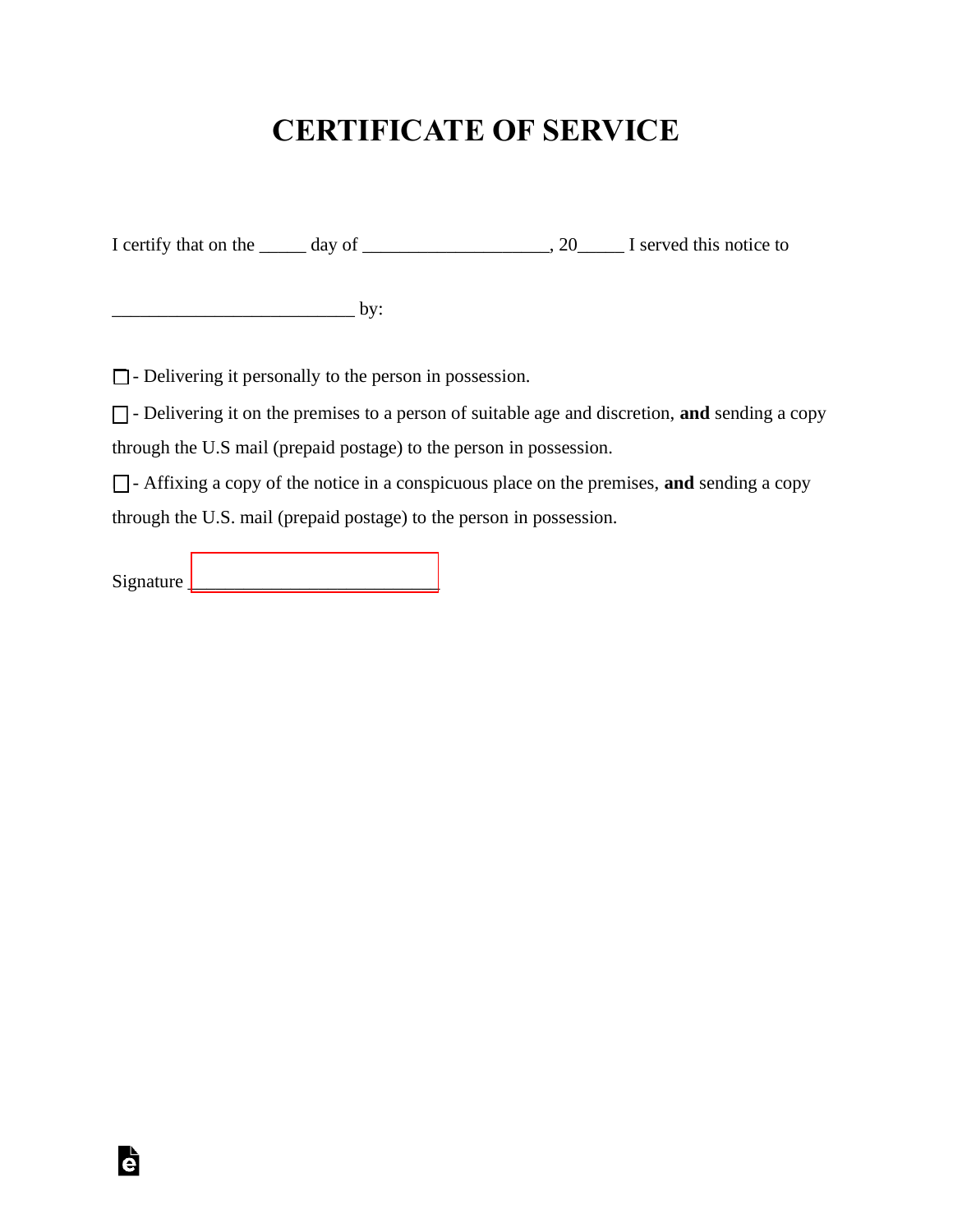# CERTIFICATE OF SERVICE

I certify that on the _____ day of ____________________, 20_____ I served this notice to

__________________________ by:

☐ - Delivering it personally to the person in possession.

☐ - Delivering it on the premises to a person of suitable age and discretion, **and** sending a copy through the U.S mail (prepaid postage) to the person in possession.

☐ - Affixing a copy of the notice in a conspicuous place on the premises, **and** sending a copy through the U.S. mail (prepaid postage) to the person in possession.

Signature ___________________________